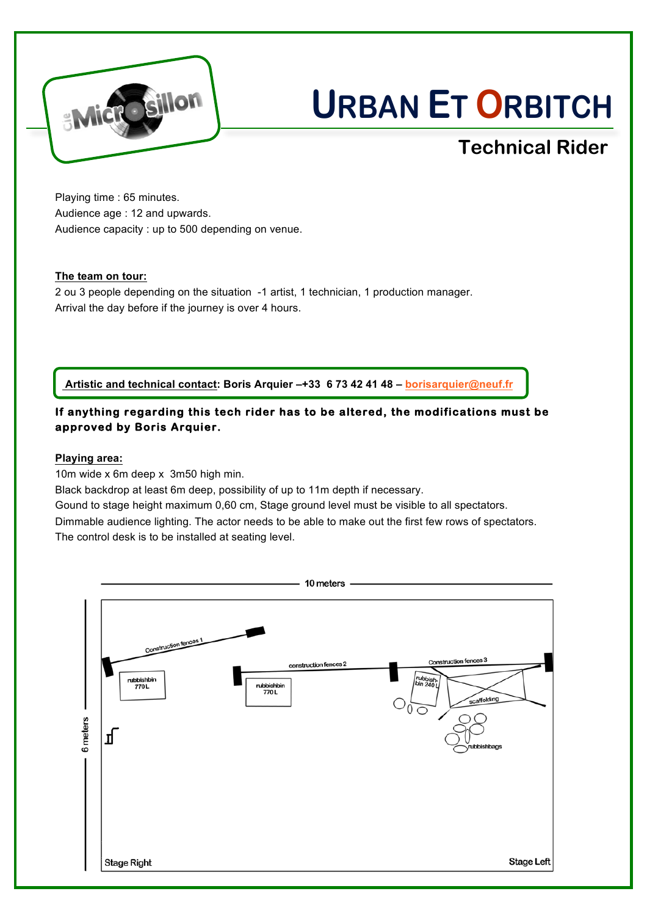# URBAN ET ORBITCH

## Technical Rider

Playing time : 65 minutes.
Audience age : 12 and upwards.
Audience capacity : up to 500 depending on venue.

**The team on tour:**
2 ou 3 people depending on the situation -1 artist, 1 technician, 1 production manager.
Arrival the day before if the journey is over 4 hours.

**Artistic and technical contact: Boris Arquier –+33 6 73 42 41 48 – borisarquier@neuf.fr**

**If anything regarding this tech rider has to be altered, the modifications must be approved by Boris Arquier.**

**Playing area:**
10m wide x 6m deep x 3m50 high min.
Black backdrop at least 6m deep, possibility of up to 11m depth if necessary.
Gound to stage height maximum 0,60 cm, Stage ground level must be visible to all spectators.
Dimmable audience lighting. The actor needs to be able to make out the first few rows of spectators.
The control desk is to be installed at seating level.

10 meters

6 meters

Construction fences 1
construction fences 2
Construction fences 3
rubbishbin 770 L
rubbishbin 770 L
rubbish-bin 240 L
scaffolding
rubbishbags

Stage Right
Stage Left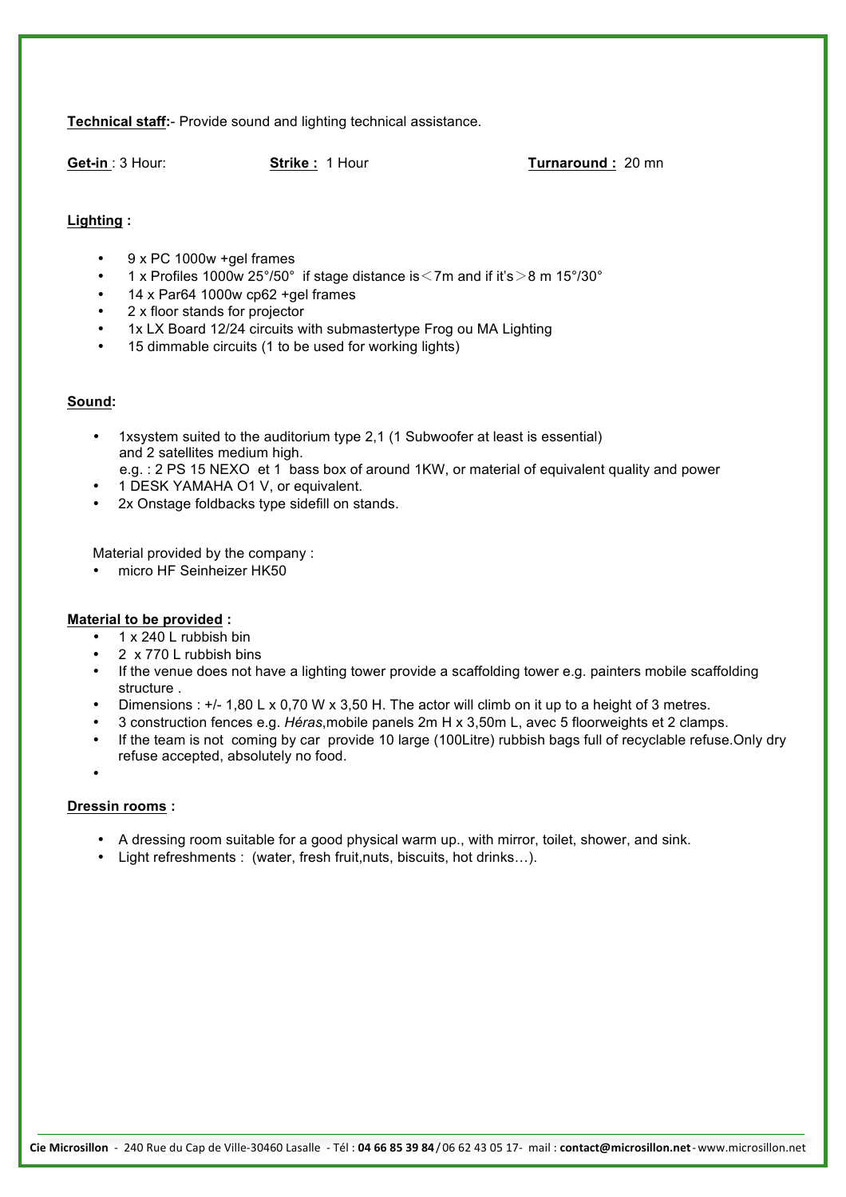**Technical staff**:- Provide sound and lighting technical assistance.

**Get-in** : 3 Hour: **Strike :** 1 Hour **Turnaround :** 20 mn

**Lighting :**

- 9 x PC 1000w +gel frames
- 1 x Profiles 1000w 25°/50° if stage distance is＜7m and if it's＞8 m 15°/30°
- 14 x Par64 1000w cp62 +gel frames
- 2 x floor stands for projector
- 1x LX Board 12/24 circuits with submastertype Frog ou MA Lighting
- 15 dimmable circuits (1 to be used for working lights)

**Sound:**

- 1xsystem suited to the auditorium type 2,1 (1 Subwoofer at least is essential) and 2 satellites medium high.
  e.g. : 2 PS 15 NEXO et 1 bass box of around 1KW, or material of equivalent quality and power
- 1 DESK YAMAHA O1 V, or equivalent.
- 2x Onstage foldbacks type sidefill on stands.

Material provided by the company :

- micro HF Seinheizer HK50

**Material to be provided :**

- 1 x 240 L rubbish bin
- 2 x 770 L rubbish bins
- If the venue does not have a lighting tower provide a scaffolding tower e.g. painters mobile scaffolding structure .
- Dimensions : +/- 1,80 L x 0,70 W x 3,50 H. The actor will climb on it up to a height of 3 metres.
- 3 construction fences e.g. *Héras*,mobile panels 2m H x 3,50m L, avec 5 floorweights et 2 clamps.
- If the team is not coming by car provide 10 large (100Litre) rubbish bags full of recyclable refuse.Only dry refuse accepted, absolutely no food.

**Dressin rooms :**

- A dressing room suitable for a good physical warm up., with mirror, toilet, shower, and sink.
- Light refreshments : (water, fresh fruit,nuts, biscuits, hot drinks…).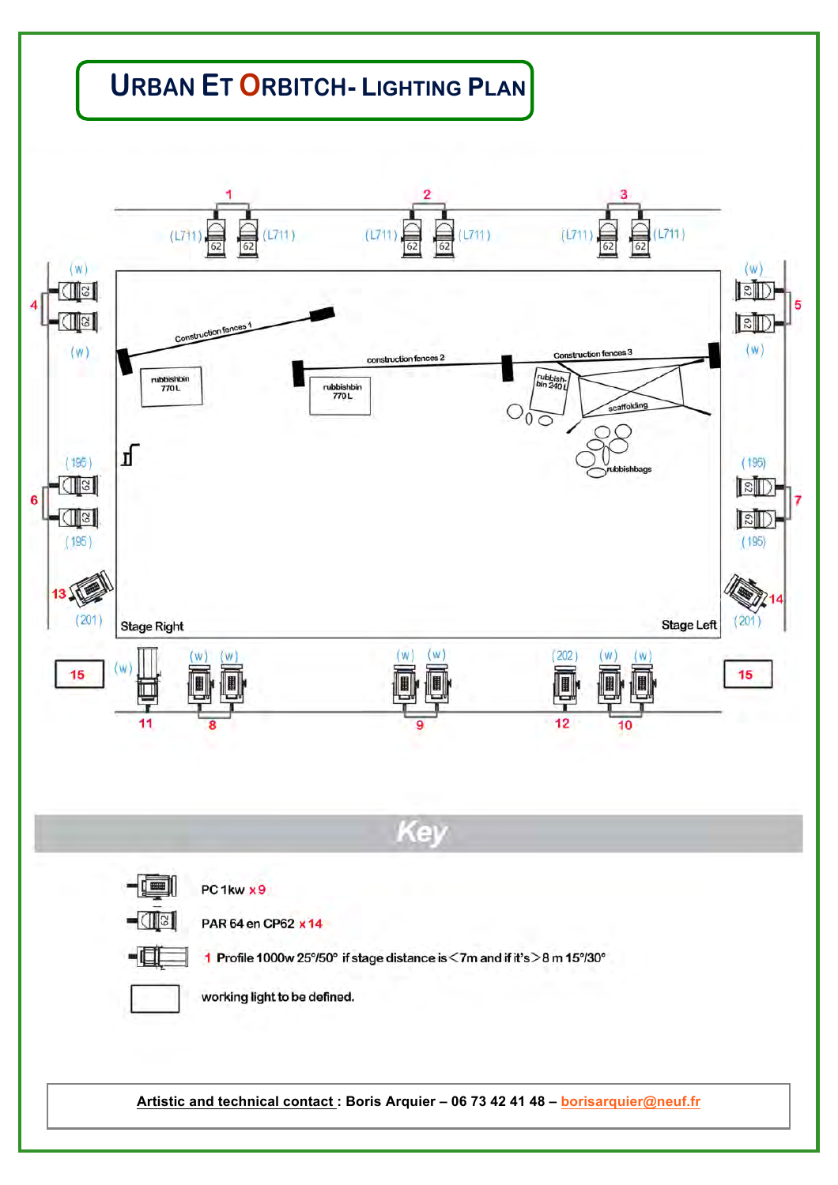# URBAN ET ORBITCH- LIGHTING PLAN

1
(L711) 62 62 (L711)

2
(L711) 62 62 (L711)

3
(L711) 62 62 (L711)

4
(W) 62 62 (W)

5
(W) 62 62 (W)

Construction fences 1

construction fences 2

Construction fences 3

rubbishbin 770 L

rubbishbin 770 L

rubbish-bin 240 L

scaffolding

rubbishbags

6
(195) 62 62 (195)

7
(195) 62 62 (195)

13 (201)

14 (201)

Stage Right

Stage Left

15 (W) 11

(W) (W) 8

(W) (W) 9

(202) 12

(W) (W) 10

15

## Key

PC 1kw x 9

PAR 64 en CP62 x 14

1 Profile 1000w 25°/50° if stage distance is <7m and if it's>8 m 15°/30°

working light to be defined.

**Artistic and technical contact : Boris Arquier – 06 73 42 41 48 – borisarquier@neuf.fr**